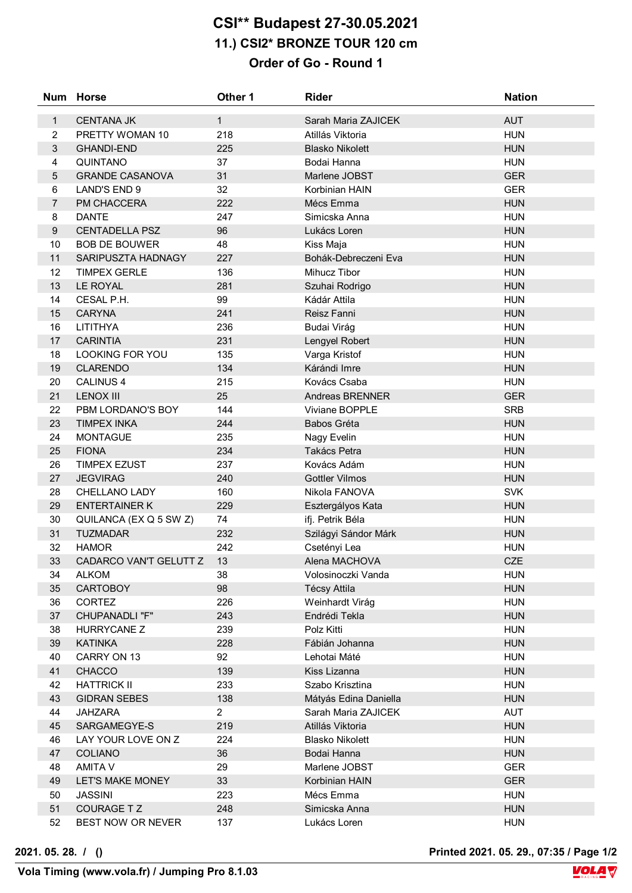# CSI** Budapest 27-30.05.2021

## 11.) CSI2* BRONZE TOUR 120 cm

## Order of Go - Round 1

| Num | Horse | Other 1 | Rider | Nation |
|---|---|---|---|---|
| 1 | CENTANA JK | 1 | Sarah Maria ZAJICEK | AUT |
| 2 | PRETTY WOMAN 10 | 218 | Atillás Viktoria | HUN |
| 3 | GHANDI-END | 225 | Blasko Nikolett | HUN |
| 4 | QUINTANO | 37 | Bodai Hanna | HUN |
| 5 | GRANDE CASANOVA | 31 | Marlene JOBST | GER |
| 6 | LAND'S END 9 | 32 | Korbinian HAIN | GER |
| 7 | PM CHACCERA | 222 | Mécs Emma | HUN |
| 8 | DANTE | 247 | Simicska Anna | HUN |
| 9 | CENTADELLA PSZ | 96 | Lukács Loren | HUN |
| 10 | BOB DE BOUWER | 48 | Kiss Maja | HUN |
| 11 | SARIPUSZTA HADNAGY | 227 | Bohák-Debreczeni Eva | HUN |
| 12 | TIMPEX GERLE | 136 | Mihucz Tibor | HUN |
| 13 | LE ROYAL | 281 | Szuhai Rodrigo | HUN |
| 14 | CESAL P.H. | 99 | Kádár Attila | HUN |
| 15 | CARYNA | 241 | Reisz Fanni | HUN |
| 16 | LITITHYA | 236 | Budai Virág | HUN |
| 17 | CARINTIA | 231 | Lengyel Robert | HUN |
| 18 | LOOKING FOR YOU | 135 | Varga Kristof | HUN |
| 19 | CLARENDO | 134 | Kárándi Imre | HUN |
| 20 | CALINUS 4 | 215 | Kovács Csaba | HUN |
| 21 | LENOX III | 25 | Andreas BRENNER | GER |
| 22 | PBM LORDANO'S BOY | 144 | Viviane BOPPLE | SRB |
| 23 | TIMPEX INKA | 244 | Babos Gréta | HUN |
| 24 | MONTAGUE | 235 | Nagy Evelin | HUN |
| 25 | FIONA | 234 | Takács Petra | HUN |
| 26 | TIMPEX EZUST | 237 | Kovács Adám | HUN |
| 27 | JEGVIRAG | 240 | Gottler Vilmos | HUN |
| 28 | CHELLANO LADY | 160 | Nikola FANOVA | SVK |
| 29 | ENTERTAINER K | 229 | Esztergályos Kata | HUN |
| 30 | QUILANCA (EX Q 5 SW Z) | 74 | ifj. Petrik Béla | HUN |
| 31 | TUZMADAR | 232 | Szilágyi Sándor Márk | HUN |
| 32 | HAMOR | 242 | Csetényi Lea | HUN |
| 33 | CADARCO VAN'T GELUTT Z | 13 | Alena MACHOVA | CZE |
| 34 | ALKOM | 38 | Volosinoczki Vanda | HUN |
| 35 | CARTOBOY | 98 | Técsy Attila | HUN |
| 36 | CORTEZ | 226 | Weinhardt Virág | HUN |
| 37 | CHUPANADLI "F" | 243 | Endrédi Tekla | HUN |
| 38 | HURRYCANE Z | 239 | Polz Kitti | HUN |
| 39 | KATINKA | 228 | Fábián Johanna | HUN |
| 40 | CARRY ON 13 | 92 | Lehotai Máté | HUN |
| 41 | CHACCO | 139 | Kiss Lizanna | HUN |
| 42 | HATTRICK II | 233 | Szabo Krisztina | HUN |
| 43 | GIDRAN SEBES | 138 | Mátyás Edina Daniella | HUN |
| 44 | JAHZARA | 2 | Sarah Maria ZAJICEK | AUT |
| 45 | SARGAMEGYE-S | 219 | Atillás Viktoria | HUN |
| 46 | LAY YOUR LOVE ON Z | 224 | Blasko Nikolett | HUN |
| 47 | COLIANO | 36 | Bodai Hanna | HUN |
| 48 | AMITA V | 29 | Marlene JOBST | GER |
| 49 | LET'S MAKE MONEY | 33 | Korbinian HAIN | GER |
| 50 | JASSINI | 223 | Mécs Emma | HUN |
| 51 | COURAGE T Z | 248 | Simicska Anna | HUN |
| 52 | BEST NOW OR NEVER | 137 | Lukács Loren | HUN |

2021. 05. 28. / ()

Printed 2021. 05. 29., 07:35

Vola Timing (www.vola.fr) / Jumping Pro 8.1.03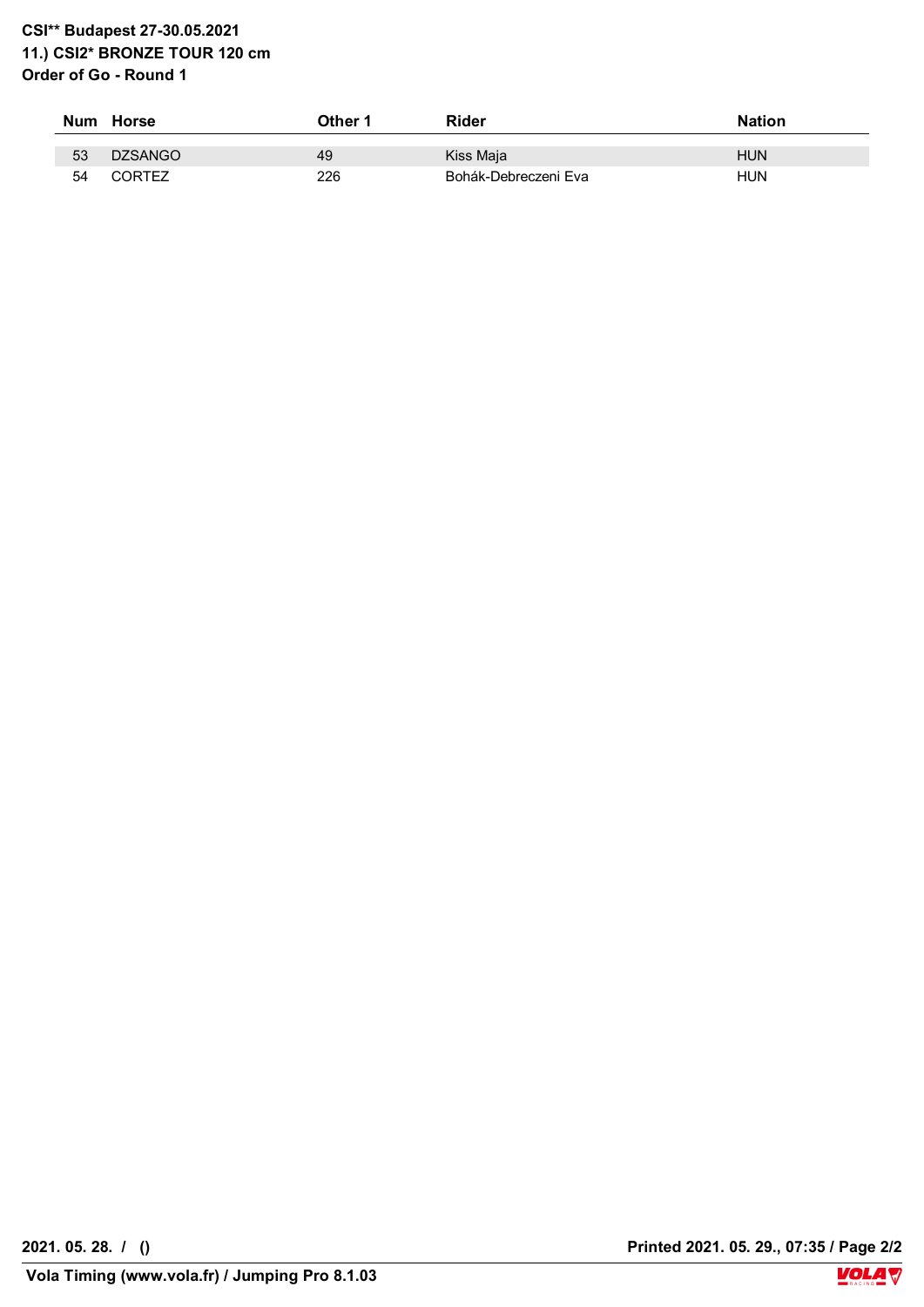CSI** Budapest 27-30.05.2021
11.) CSI2* BRONZE TOUR 120 cm
Order of Go - Round 1

| Num | Horse | Other 1 | Rider | Nation |
|---|---|---|---|---|
| 53 | DZSANGO | 49 | Kiss Maja | HUN |
| 54 | CORTEZ | 226 | Bohák-Debreczeni Eva | HUN |